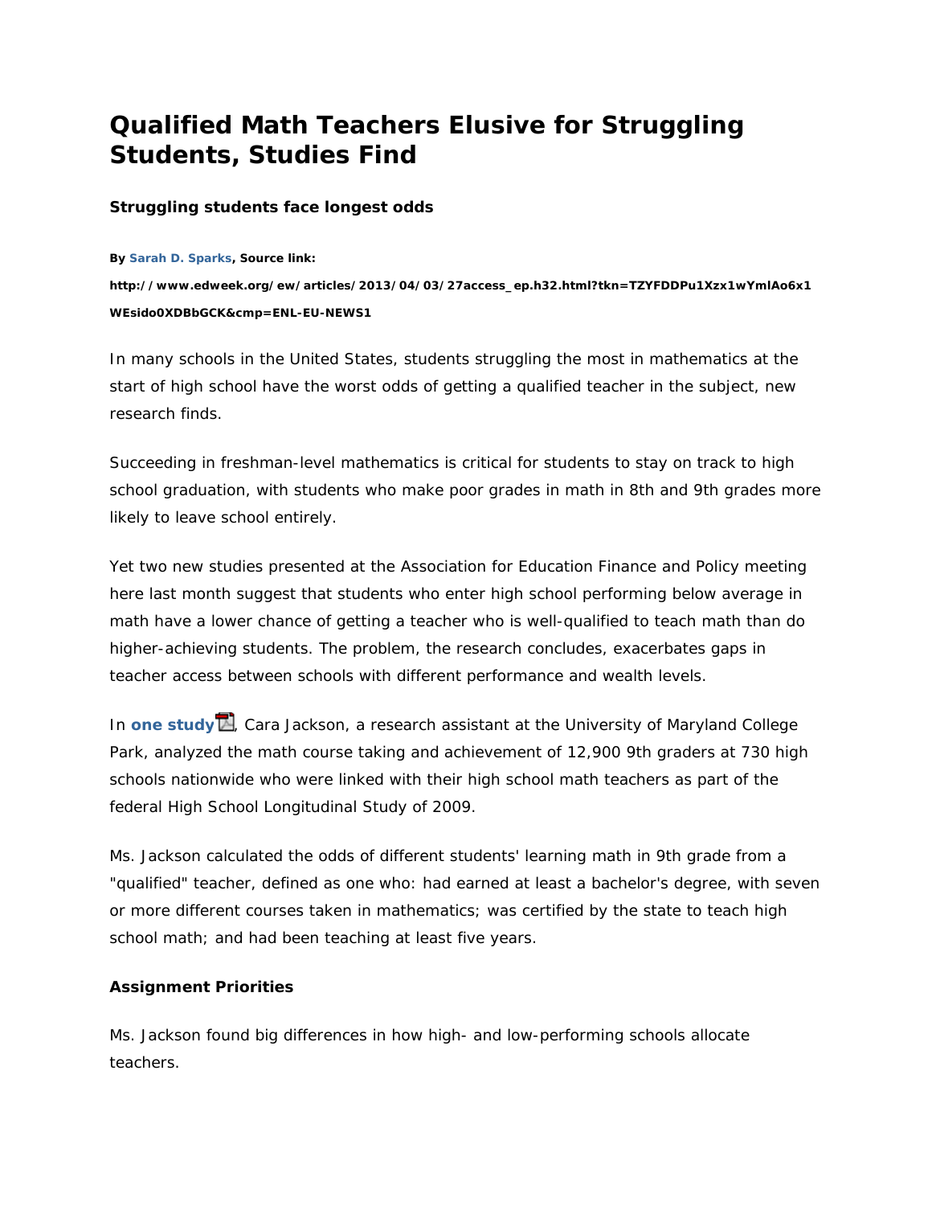# Qualified Math Teachers Elusive for Struggling Students, Studies Find

### Struggling students face longest odds

**By Sarah D. Sparks, Source link:**

**http://www.edweek.org/ew/articles/2013/04/03/27access_ep.h32.html?tkn=TZYFDDPu1Xzx1wYmlAo6x1WEsido0XDBbGCK&cmp=ENL-EU-NEWS1**

In many schools in the United States, students struggling the most in mathematics at the start of high school have the worst odds of getting a qualified teacher in the subject, new research finds.

Succeeding in freshman-level mathematics is critical for students to stay on track to high school graduation, with students who make poor grades in math in 8th and 9th grades more likely to leave school entirely.

Yet two new studies presented at the Association for Education Finance and Policy meeting here last month suggest that students who enter high school performing below average in math have a lower chance of getting a teacher who is well-qualified to teach math than do higher-achieving students. The problem, the research concludes, exacerbates gaps in teacher access between schools with different performance and wealth levels.

In **one study**, Cara Jackson, a research assistant at the University of Maryland College Park, analyzed the math course taking and achievement of 12,900 9th graders at 730 high schools nationwide who were linked with their high school math teachers as part of the federal High School Longitudinal Study of 2009.

Ms. Jackson calculated the odds of different students' learning math in 9th grade from a "qualified" teacher, defined as one who: had earned at least a bachelor's degree, with seven or more different courses taken in mathematics; was certified by the state to teach high school math; and had been teaching at least five years.

### Assignment Priorities

Ms. Jackson found big differences in how high- and low-performing schools allocate teachers.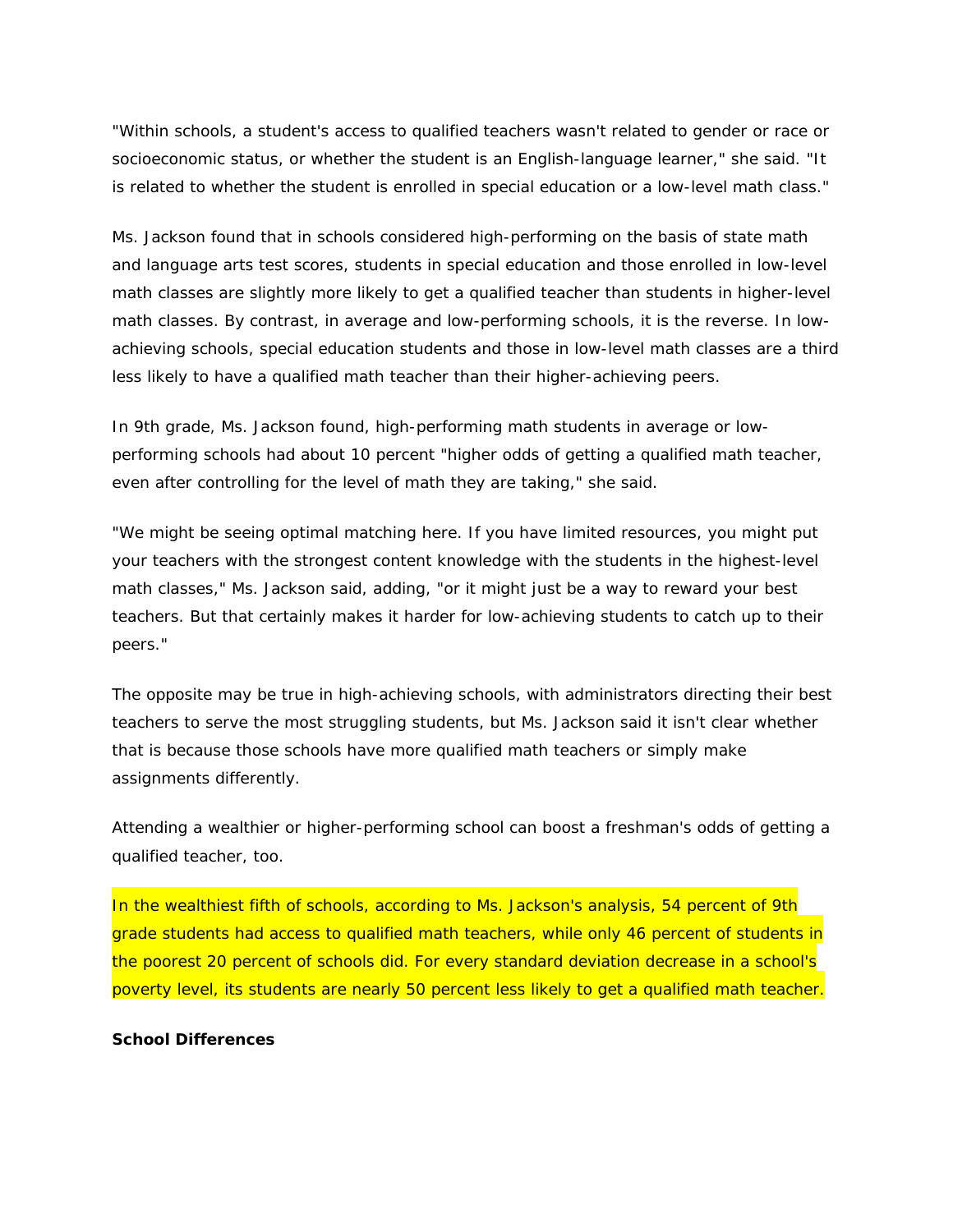"Within schools, a student's access to qualified teachers wasn't related to gender or race or socioeconomic status, or whether the student is an English-language learner," she said. "It is related to whether the student is enrolled in special education or a low-level math class."

Ms. Jackson found that in schools considered high-performing on the basis of state math and language arts test scores, students in special education and those enrolled in low-level math classes are slightly more likely to get a qualified teacher than students in higher-level math classes. By contrast, in average and low-performing schools, it is the reverse. In low-achieving schools, special education students and those in low-level math classes are a third less likely to have a qualified math teacher than their higher-achieving peers.

In 9th grade, Ms. Jackson found, high-performing math students in average or low-performing schools had about 10 percent "higher odds of getting a qualified math teacher, even after controlling for the level of math they are taking," she said.

"We might be seeing optimal matching here. If you have limited resources, you might put your teachers with the strongest content knowledge with the students in the highest-level math classes," Ms. Jackson said, adding, "or it might just be a way to reward your best teachers. But that certainly makes it harder for low-achieving students to catch up to their peers."

The opposite may be true in high-achieving schools, with administrators directing their best teachers to serve the most struggling students, but Ms. Jackson said it isn't clear whether that is because those schools have more qualified math teachers or simply make assignments differently.

Attending a wealthier or higher-performing school can boost a freshman's odds of getting a qualified teacher, too.

In the wealthiest fifth of schools, according to Ms. Jackson's analysis, 54 percent of 9th grade students had access to qualified math teachers, while only 46 percent of students in the poorest 20 percent of schools did. For every standard deviation decrease in a school's poverty level, its students are nearly 50 percent less likely to get a qualified math teacher.

**School Differences**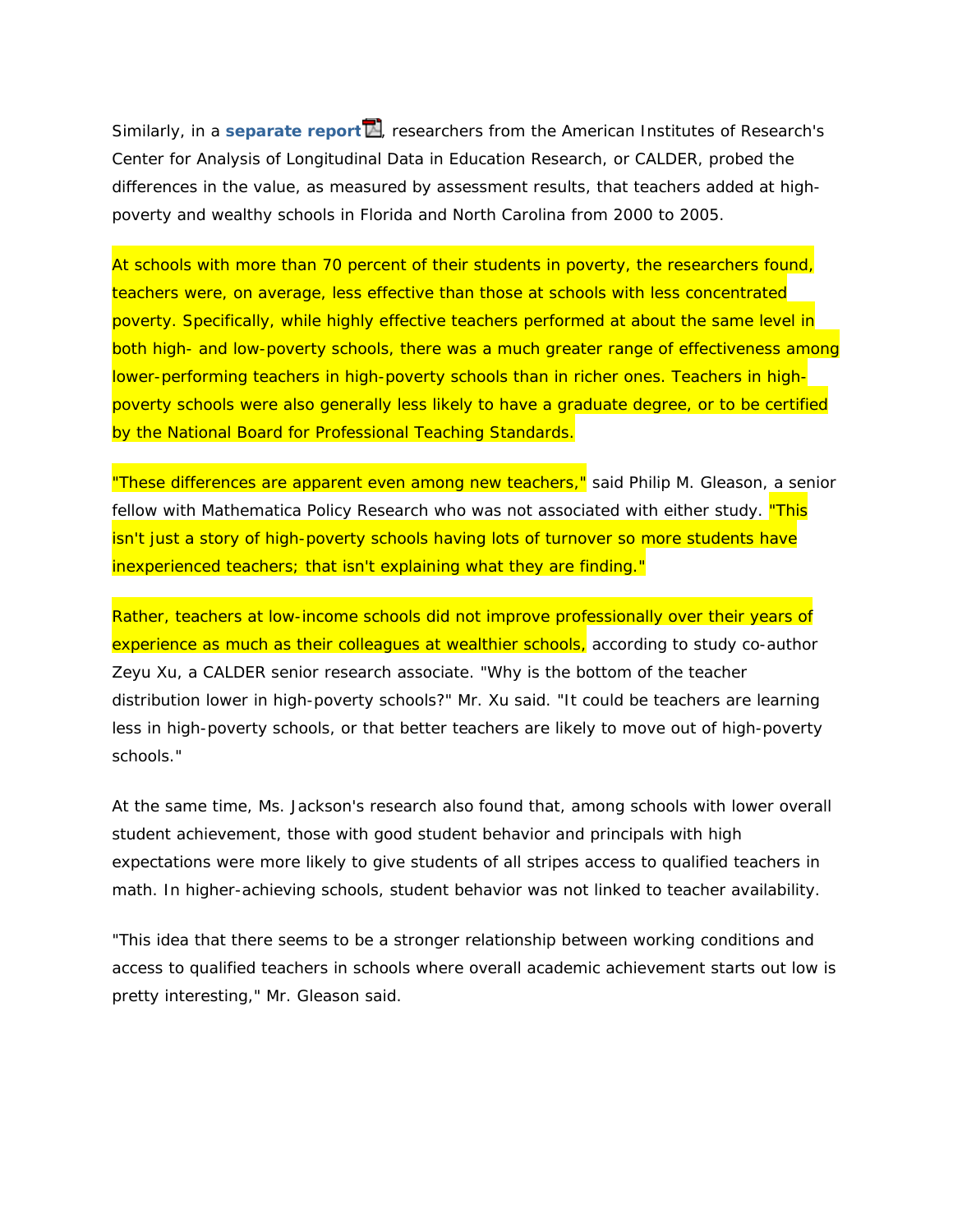Similarly, in a **separate report**, researchers from the American Institutes of Research's Center for Analysis of Longitudinal Data in Education Research, or CALDER, probed the differences in the value, as measured by assessment results, that teachers added at high-poverty and wealthy schools in Florida and North Carolina from 2000 to 2005.

At schools with more than 70 percent of their students in poverty, the researchers found, teachers were, on average, less effective than those at schools with less concentrated poverty. Specifically, while highly effective teachers performed at about the same level in both high- and low-poverty schools, there was a much greater range of effectiveness among lower-performing teachers in high-poverty schools than in richer ones. Teachers in high-poverty schools were also generally less likely to have a graduate degree, or to be certified by the National Board for Professional Teaching Standards.

"These differences are apparent even among new teachers," said Philip M. Gleason, a senior fellow with Mathematica Policy Research who was not associated with either study. "This isn't just a story of high-poverty schools having lots of turnover so more students have inexperienced teachers; that isn't explaining what they are finding."

Rather, teachers at low-income schools did not improve professionally over their years of experience as much as their colleagues at wealthier schools, according to study co-author Zeyu Xu, a CALDER senior research associate. "Why is the bottom of the teacher distribution lower in high-poverty schools?" Mr. Xu said. "It could be teachers are learning less in high-poverty schools, or that better teachers are likely to move out of high-poverty schools."

At the same time, Ms. Jackson's research also found that, among schools with lower overall student achievement, those with good student behavior and principals with high expectations were more likely to give students of all stripes access to qualified teachers in math. In higher-achieving schools, student behavior was not linked to teacher availability.

"This idea that there seems to be a stronger relationship between working conditions and access to qualified teachers in schools where overall academic achievement starts out low is pretty interesting," Mr. Gleason said.